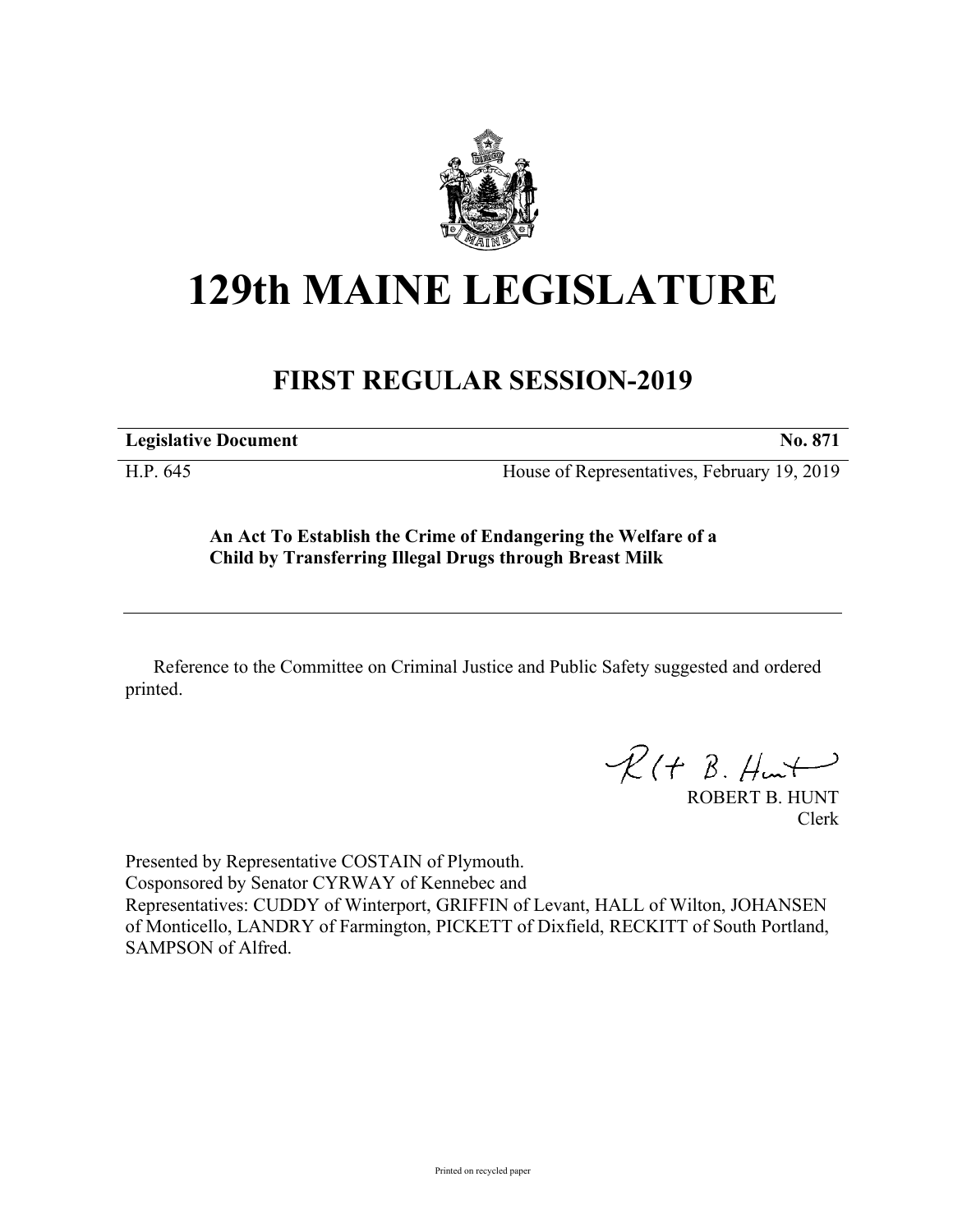# 129th MAINE LEGISLATURE

## FIRST REGULAR SESSION-2019

**Legislative Document** **No. 871**

H.P. 645 House of Representatives, February 19, 2019

**An Act To Establish the Crime of Endangering the Welfare of a Child by Transferring Illegal Drugs through Breast Milk**

Reference to the Committee on Criminal Justice and Public Safety suggested and ordered printed.

ROBERT B. HUNT
Clerk

Presented by Representative COSTAIN of Plymouth.
Cosponsored by Senator CYRWAY of Kennebec and
Representatives: CUDDY of Winterport, GRIFFIN of Levant, HALL of Wilton, JOHANSEN of Monticello, LANDRY of Farmington, PICKETT of Dixfield, RECKITT of South Portland, SAMPSON of Alfred.

Printed on recycled paper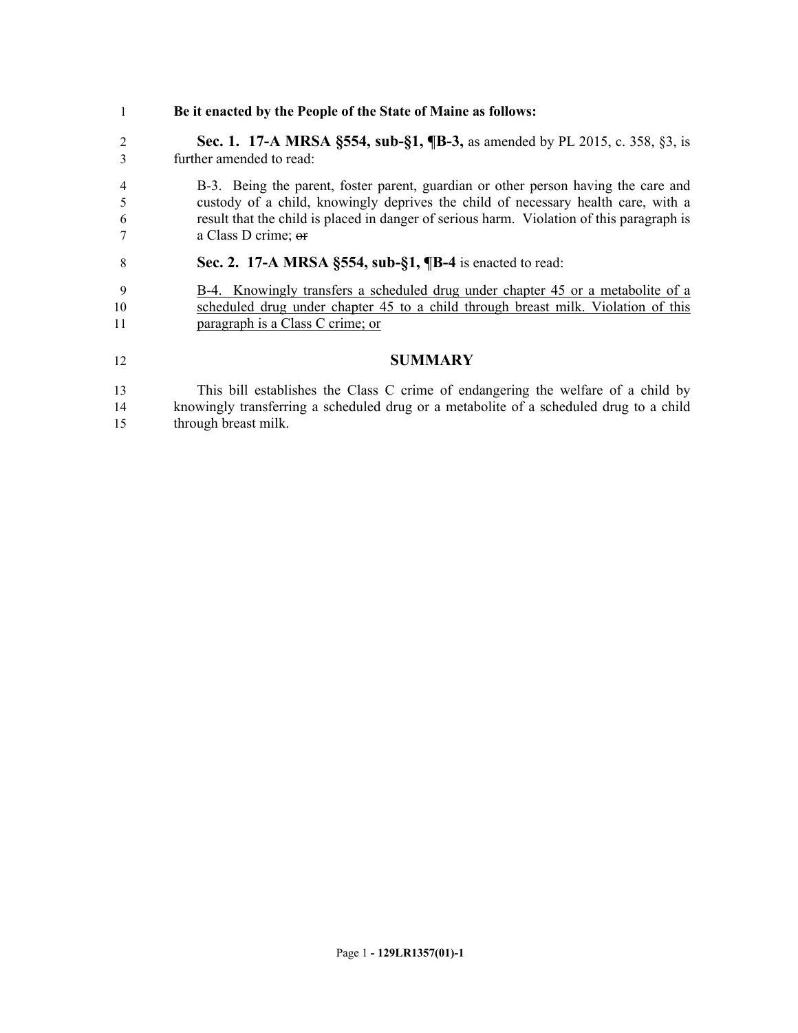**Be it enacted by the People of the State of Maine as follows:**

**Sec. 1. 17-A MRSA §554, sub-§1, ¶B-3,** as amended by PL 2015, c. 358, §3, is further amended to read:

B-3. Being the parent, foster parent, guardian or other person having the care and custody of a child, knowingly deprives the child of necessary health care, with a result that the child is placed in danger of serious harm. Violation of this paragraph is a Class D crime; ~~or~~

**Sec. 2. 17-A MRSA §554, sub-§1, ¶B-4** is enacted to read:

<u>B-4. Knowingly transfers a scheduled drug under chapter 45 or a metabolite of a scheduled drug under chapter 45 to a child through breast milk. Violation of this paragraph is a Class C crime; or</u>

## SUMMARY

This bill establishes the Class C crime of endangering the welfare of a child by knowingly transferring a scheduled drug or a metabolite of a scheduled drug to a child through breast milk.